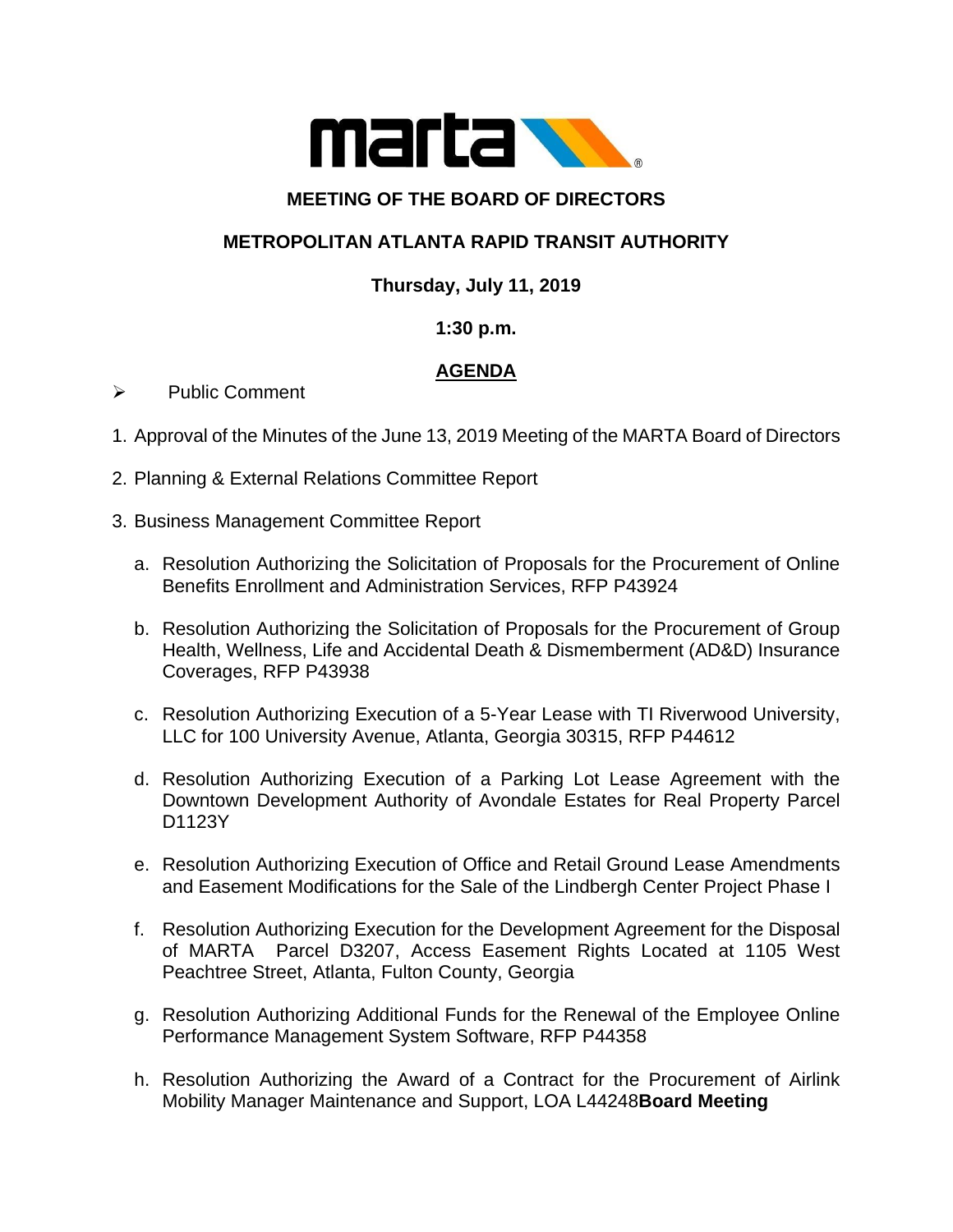marta

# MEETING OF THE BOARD OF DIRECTORS

## METROPOLITAN ATLANTA RAPID TRANSIT AUTHORITY

**Thursday, July 11, 2019**

**1:30 p.m.**

## AGENDA

- Public Comment

1. Approval of the Minutes of the June 13, 2019 Meeting of the MARTA Board of Directors
2. Planning & External Relations Committee Report
3. Business Management Committee Report
   a. Resolution Authorizing the Solicitation of Proposals for the Procurement of Online Benefits Enrollment and Administration Services, RFP P43924
   b. Resolution Authorizing the Solicitation of Proposals for the Procurement of Group Health, Wellness, Life and Accidental Death & Dismemberment (AD&D) Insurance Coverages, RFP P43938
   c. Resolution Authorizing Execution of a 5-Year Lease with TI Riverwood University, LLC for 100 University Avenue, Atlanta, Georgia 30315, RFP P44612
   d. Resolution Authorizing Execution of a Parking Lot Lease Agreement with the Downtown Development Authority of Avondale Estates for Real Property Parcel D1123Y
   e. Resolution Authorizing Execution of Office and Retail Ground Lease Amendments and Easement Modifications for the Sale of the Lindbergh Center Project Phase I
   f. Resolution Authorizing Execution for the Development Agreement for the Disposal of MARTA Parcel D3207, Access Easement Rights Located at 1105 West Peachtree Street, Atlanta, Fulton County, Georgia
   g. Resolution Authorizing Additional Funds for the Renewal of the Employee Online Performance Management System Software, RFP P44358
   h. Resolution Authorizing the Award of a Contract for the Procurement of Airlink Mobility Manager Maintenance and Support, LOA L44248**Board Meeting**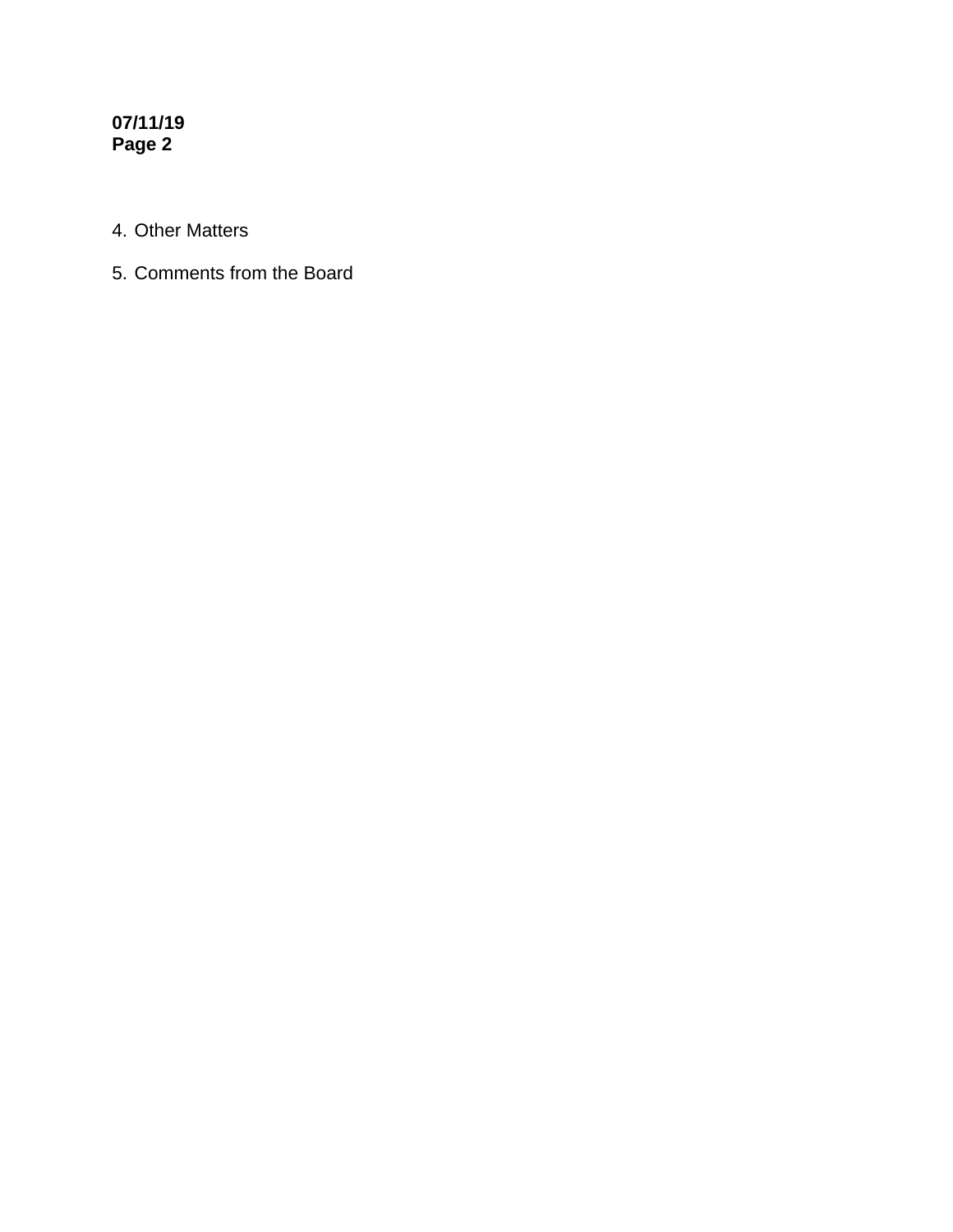4. Other Matters

5. Comments from the Board